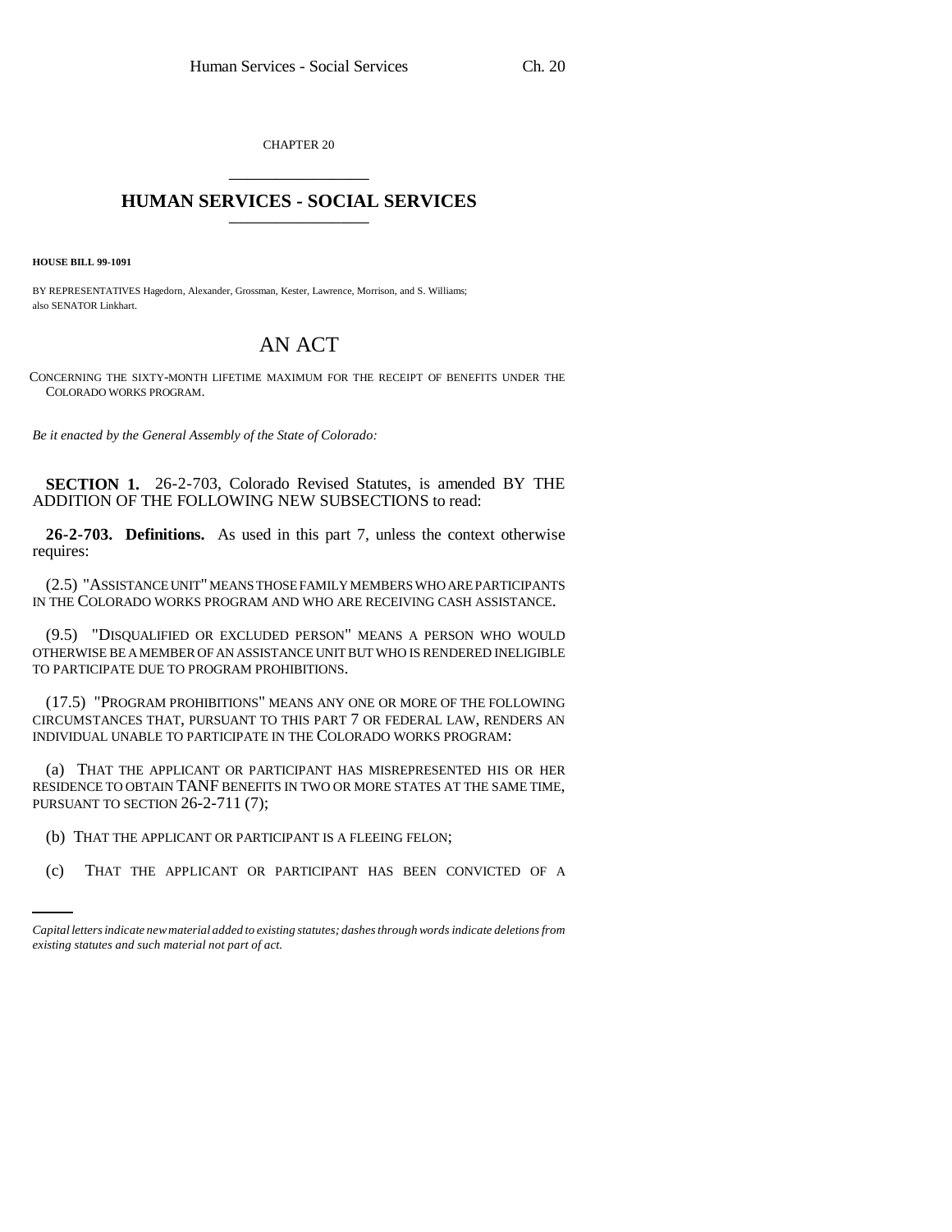CHAPTER 20

# HUMAN SERVICES - SOCIAL SERVICES

**HOUSE BILL 99-1091**

BY REPRESENTATIVES Hagedorn, Alexander, Grossman, Kester, Lawrence, Morrison, and S. Williams; also SENATOR Linkhart.

## AN ACT

CONCERNING THE SIXTY-MONTH LIFETIME MAXIMUM FOR THE RECEIPT OF BENEFITS UNDER THE COLORADO WORKS PROGRAM.

*Be it enacted by the General Assembly of the State of Colorado:*

**SECTION 1.** 26-2-703, Colorado Revised Statutes, is amended BY THE ADDITION OF THE FOLLOWING NEW SUBSECTIONS to read:

**26-2-703. Definitions.** As used in this part 7, unless the context otherwise requires:

(2.5) "ASSISTANCE UNIT" MEANS THOSE FAMILY MEMBERS WHO ARE PARTICIPANTS IN THE COLORADO WORKS PROGRAM AND WHO ARE RECEIVING CASH ASSISTANCE.

(9.5) "DISQUALIFIED OR EXCLUDED PERSON" MEANS A PERSON WHO WOULD OTHERWISE BE A MEMBER OF AN ASSISTANCE UNIT BUT WHO IS RENDERED INELIGIBLE TO PARTICIPATE DUE TO PROGRAM PROHIBITIONS.

(17.5) "PROGRAM PROHIBITIONS" MEANS ANY ONE OR MORE OF THE FOLLOWING CIRCUMSTANCES THAT, PURSUANT TO THIS PART 7 OR FEDERAL LAW, RENDERS AN INDIVIDUAL UNABLE TO PARTICIPATE IN THE COLORADO WORKS PROGRAM:

(a) THAT THE APPLICANT OR PARTICIPANT HAS MISREPRESENTED HIS OR HER RESIDENCE TO OBTAIN TANF BENEFITS IN TWO OR MORE STATES AT THE SAME TIME, PURSUANT TO SECTION 26-2-711 (7);

(b) THAT THE APPLICANT OR PARTICIPANT IS A FLEEING FELON;

(c) THAT THE APPLICANT OR PARTICIPANT HAS BEEN CONVICTED OF A

*Capital letters indicate new material added to existing statutes; dashes through words indicate deletions from existing statutes and such material not part of act.*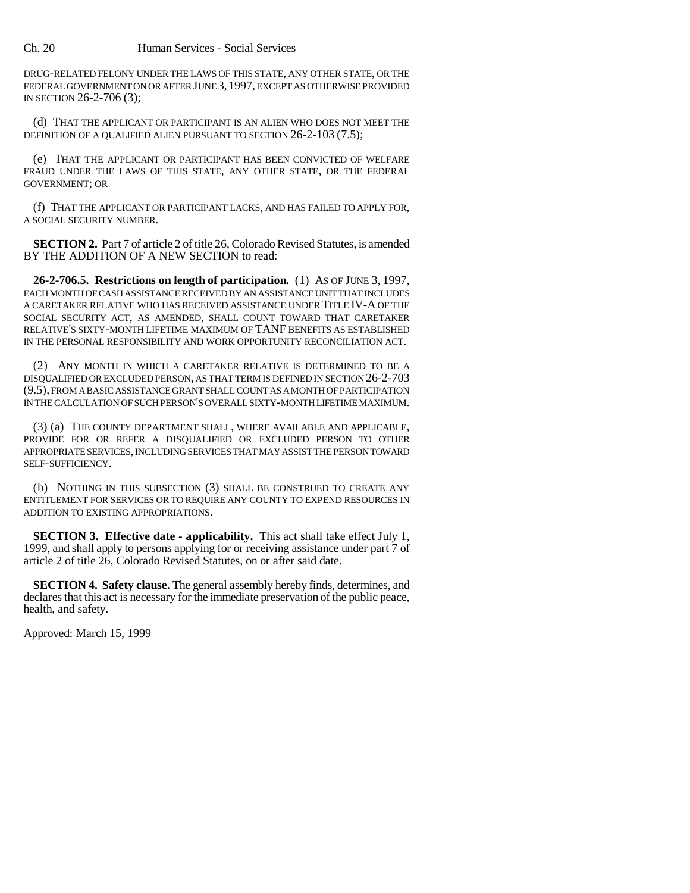DRUG-RELATED FELONY UNDER THE LAWS OF THIS STATE, ANY OTHER STATE, OR THE FEDERAL GOVERNMENT ON OR AFTER JUNE 3, 1997, EXCEPT AS OTHERWISE PROVIDED IN SECTION 26-2-706 (3);

(d) THAT THE APPLICANT OR PARTICIPANT IS AN ALIEN WHO DOES NOT MEET THE DEFINITION OF A QUALIFIED ALIEN PURSUANT TO SECTION 26-2-103 (7.5);

(e) THAT THE APPLICANT OR PARTICIPANT HAS BEEN CONVICTED OF WELFARE FRAUD UNDER THE LAWS OF THIS STATE, ANY OTHER STATE, OR THE FEDERAL GOVERNMENT; OR

(f) THAT THE APPLICANT OR PARTICIPANT LACKS, AND HAS FAILED TO APPLY FOR, A SOCIAL SECURITY NUMBER.

**SECTION 2.** Part 7 of article 2 of title 26, Colorado Revised Statutes, is amended BY THE ADDITION OF A NEW SECTION to read:

**26-2-706.5. Restrictions on length of participation.** (1) AS OF JUNE 3, 1997, EACH MONTH OF CASH ASSISTANCE RECEIVED BY AN ASSISTANCE UNIT THAT INCLUDES A CARETAKER RELATIVE WHO HAS RECEIVED ASSISTANCE UNDER TITLE IV-A OF THE SOCIAL SECURITY ACT, AS AMENDED, SHALL COUNT TOWARD THAT CARETAKER RELATIVE'S SIXTY-MONTH LIFETIME MAXIMUM OF TANF BENEFITS AS ESTABLISHED IN THE PERSONAL RESPONSIBILITY AND WORK OPPORTUNITY RECONCILIATION ACT.

(2) ANY MONTH IN WHICH A CARETAKER RELATIVE IS DETERMINED TO BE A DISQUALIFIED OR EXCLUDED PERSON, AS THAT TERM IS DEFINED IN SECTION 26-2-703 (9.5), FROM A BASIC ASSISTANCE GRANT SHALL COUNT AS A MONTH OF PARTICIPATION IN THE CALCULATION OF SUCH PERSON'S OVERALL SIXTY-MONTH LIFETIME MAXIMUM.

(3) (a) THE COUNTY DEPARTMENT SHALL, WHERE AVAILABLE AND APPLICABLE, PROVIDE FOR OR REFER A DISQUALIFIED OR EXCLUDED PERSON TO OTHER APPROPRIATE SERVICES, INCLUDING SERVICES THAT MAY ASSIST THE PERSON TOWARD SELF-SUFFICIENCY.

(b) NOTHING IN THIS SUBSECTION (3) SHALL BE CONSTRUED TO CREATE ANY ENTITLEMENT FOR SERVICES OR TO REQUIRE ANY COUNTY TO EXPEND RESOURCES IN ADDITION TO EXISTING APPROPRIATIONS.

**SECTION 3. Effective date - applicability.** This act shall take effect July 1, 1999, and shall apply to persons applying for or receiving assistance under part 7 of article 2 of title 26, Colorado Revised Statutes, on or after said date.

**SECTION 4. Safety clause.** The general assembly hereby finds, determines, and declares that this act is necessary for the immediate preservation of the public peace, health, and safety.

Approved: March 15, 1999